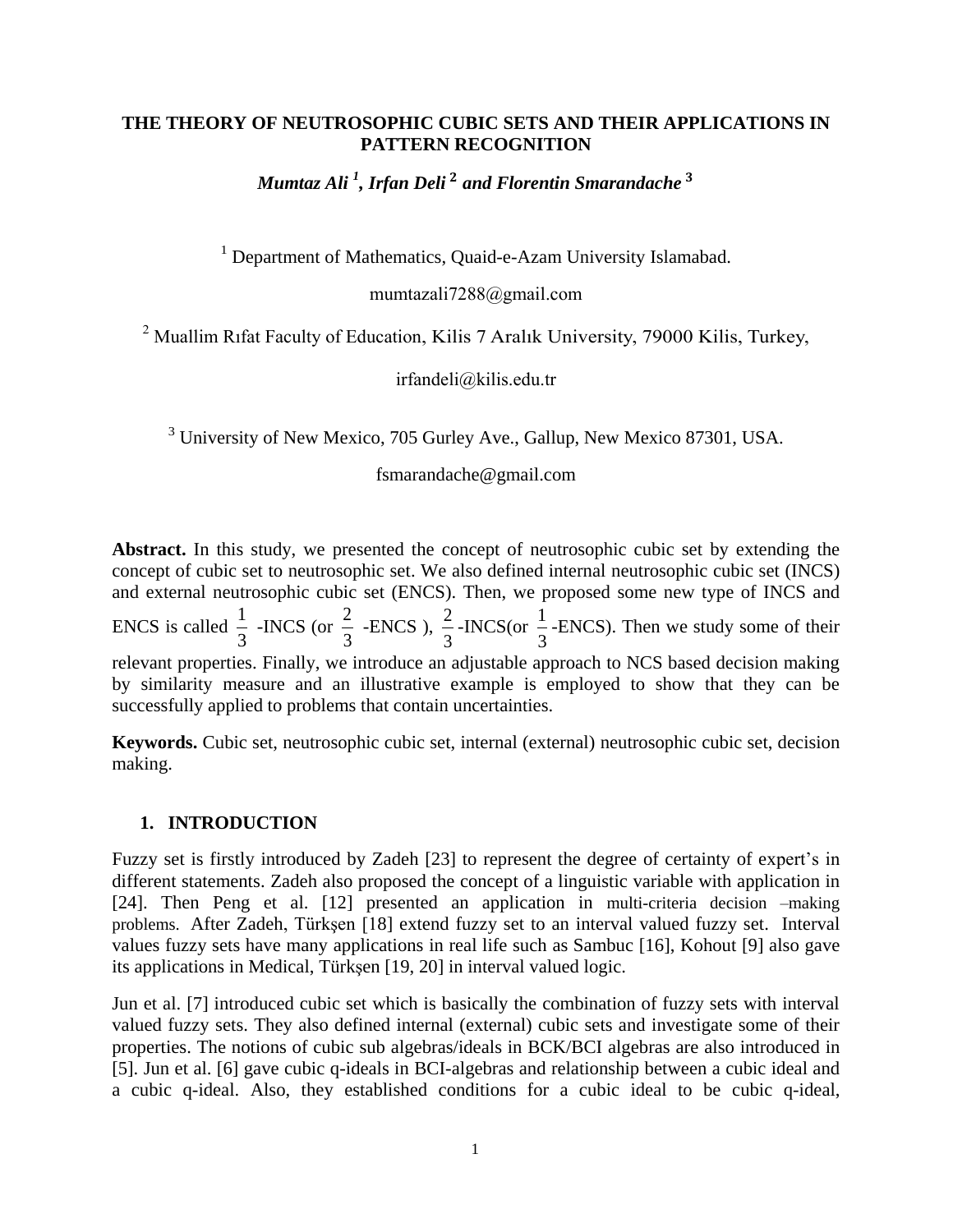# THE THEORY OF NEUTROSOPHIC CUBIC SETS AND THEIR APPLICATIONS IN PATTERN RECOGNITION

***Mumtaz Ali [1], Irfan Deli [2] and Florentin Smarandache [3]***

[1] Department of Mathematics, Quaid-e-Azam University Islamabad.

mumtazali7288@gmail.com

[2] Muallim Rıfat Faculty of Education, Kilis 7 Aralık University, 79000 Kilis, Turkey,

irfandeli@kilis.edu.tr

[3] University of New Mexico, 705 Gurley Ave., Gallup, New Mexico 87301, USA.

fsmarandache@gmail.com

**Abstract.** In this study, we presented the concept of neutrosophic cubic set by extending the concept of cubic set to neutrosophic set. We also defined internal neutrosophic cubic set (INCS) and external neutrosophic cubic set (ENCS). Then, we proposed some new type of INCS and ENCS is called $\frac{1}{3}$ -INCS (or $\frac{2}{3}$ -ENCS ), $\frac{2}{3}$-INCS(or $\frac{1}{3}$-ENCS). Then we study some of their relevant properties. Finally, we introduce an adjustable approach to NCS based decision making by similarity measure and an illustrative example is employed to show that they can be successfully applied to problems that contain uncertainties.

**Keywords.** Cubic set, neutrosophic cubic set, internal (external) neutrosophic cubic set, decision making.

## 1. INTRODUCTION

Fuzzy set is firstly introduced by Zadeh [23] to represent the degree of certainty of expert's in different statements. Zadeh also proposed the concept of a linguistic variable with application in [24]. Then Peng et al. [12] presented an application in multi-criteria decision –making problems. After Zadeh, Türkşen [18] extend fuzzy set to an interval valued fuzzy set. Interval values fuzzy sets have many applications in real life such as Sambuc [16], Kohout [9] also gave its applications in Medical, Türkşen [19, 20] in interval valued logic.

Jun et al. [7] introduced cubic set which is basically the combination of fuzzy sets with interval valued fuzzy sets. They also defined internal (external) cubic sets and investigate some of their properties. The notions of cubic sub algebras/ideals in BCK/BCI algebras are also introduced in [5]. Jun et al. [6] gave cubic q-ideals in BCI-algebras and relationship between a cubic ideal and a cubic q-ideal. Also, they established conditions for a cubic ideal to be cubic q-ideal,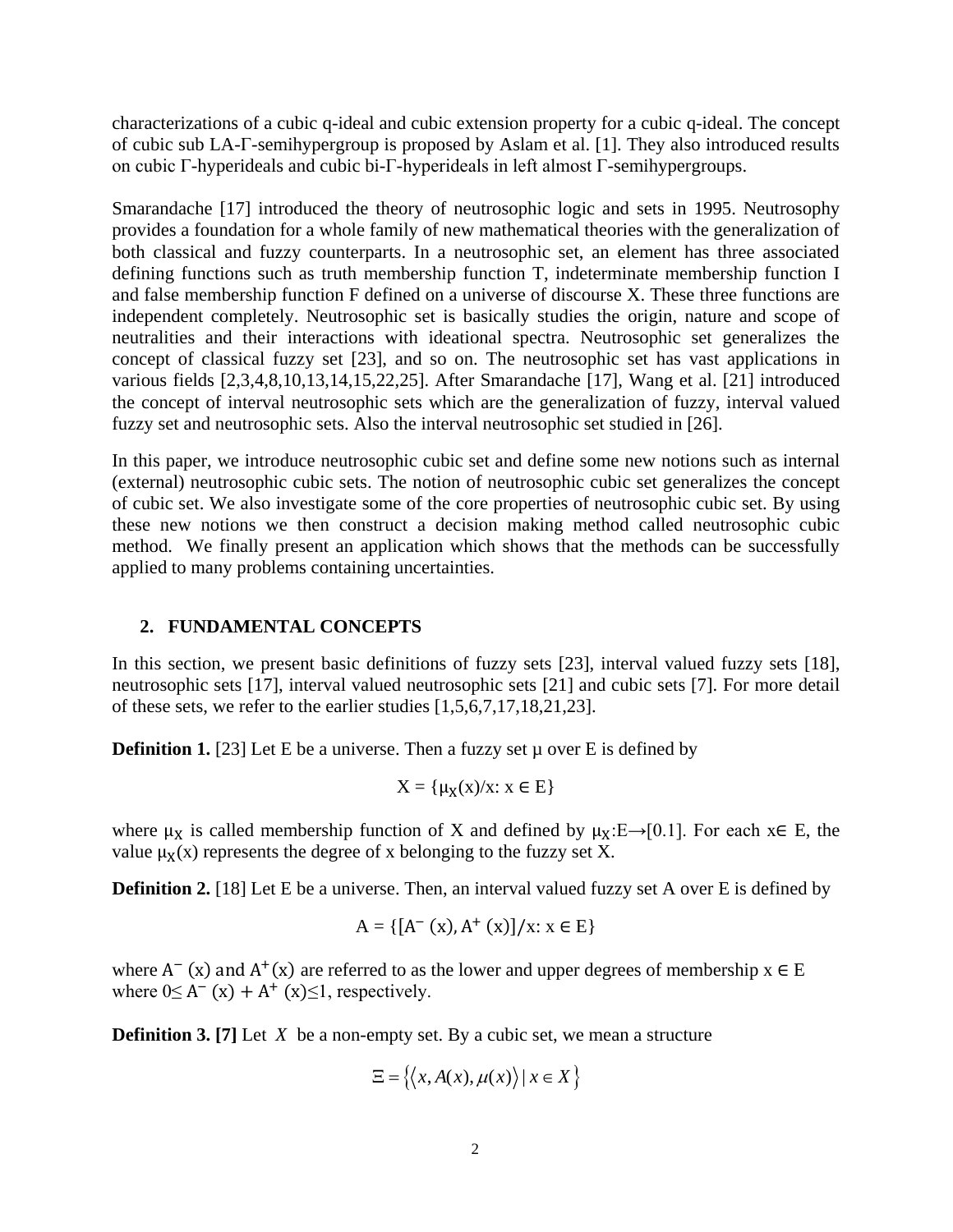characterizations of a cubic q-ideal and cubic extension property for a cubic q-ideal. The concept of cubic sub LA-Γ-semihypergroup is proposed by Aslam et al. [1]. They also introduced results on cubic Γ-hyperideals and cubic bi-Γ-hyperideals in left almost Γ-semihypergroups.

Smarandache [17] introduced the theory of neutrosophic logic and sets in 1995. Neutrosophy provides a foundation for a whole family of new mathematical theories with the generalization of both classical and fuzzy counterparts. In a neutrosophic set, an element has three associated defining functions such as truth membership function T, indeterminate membership function I and false membership function F defined on a universe of discourse X. These three functions are independent completely. Neutrosophic set is basically studies the origin, nature and scope of neutralities and their interactions with ideational spectra. Neutrosophic set generalizes the concept of classical fuzzy set [23], and so on. The neutrosophic set has vast applications in various fields [2,3,4,8,10,13,14,15,22,25]. After Smarandache [17], Wang et al. [21] introduced the concept of interval neutrosophic sets which are the generalization of fuzzy, interval valued fuzzy set and neutrosophic sets. Also the interval neutrosophic set studied in [26].

In this paper, we introduce neutrosophic cubic set and define some new notions such as internal (external) neutrosophic cubic sets. The notion of neutrosophic cubic set generalizes the concept of cubic set. We also investigate some of the core properties of neutrosophic cubic set. By using these new notions we then construct a decision making method called neutrosophic cubic method. We finally present an application which shows that the methods can be successfully applied to many problems containing uncertainties.

## 2. FUNDAMENTAL CONCEPTS

In this section, we present basic definitions of fuzzy sets [23], interval valued fuzzy sets [18], neutrosophic sets [17], interval valued neutrosophic sets [21] and cubic sets [7]. For more detail of these sets, we refer to the earlier studies [1,5,6,7,17,18,21,23].

**Definition 1.** [23] Let E be a universe. Then a fuzzy set μ over E is defined by

$$X = \{\mu_X(x)/x \colon x \in E\}$$

where $\mu_X$ is called membership function of X and defined by $\mu_X \colon E \to [0.1]$. For each $x \in E$, the value $\mu_X(x)$ represents the degree of x belonging to the fuzzy set X.

**Definition 2.** [18] Let E be a universe. Then, an interval valued fuzzy set A over E is defined by

$$A = \{[A^-(x), A^+(x)]/x \colon x \in E\}$$

where $A^-(x)$ and $A^+(x)$ are referred to as the lower and upper degrees of membership $x \in E$ where $0 \leq A^-(x) + A^+(x) \leq 1$, respectively.

**Definition 3. [7]** Let $X$ be a non-empty set. By a cubic set, we mean a structure

$$\Xi = \{\langle x, A(x), \mu(x)\rangle \mid x \in X\}$$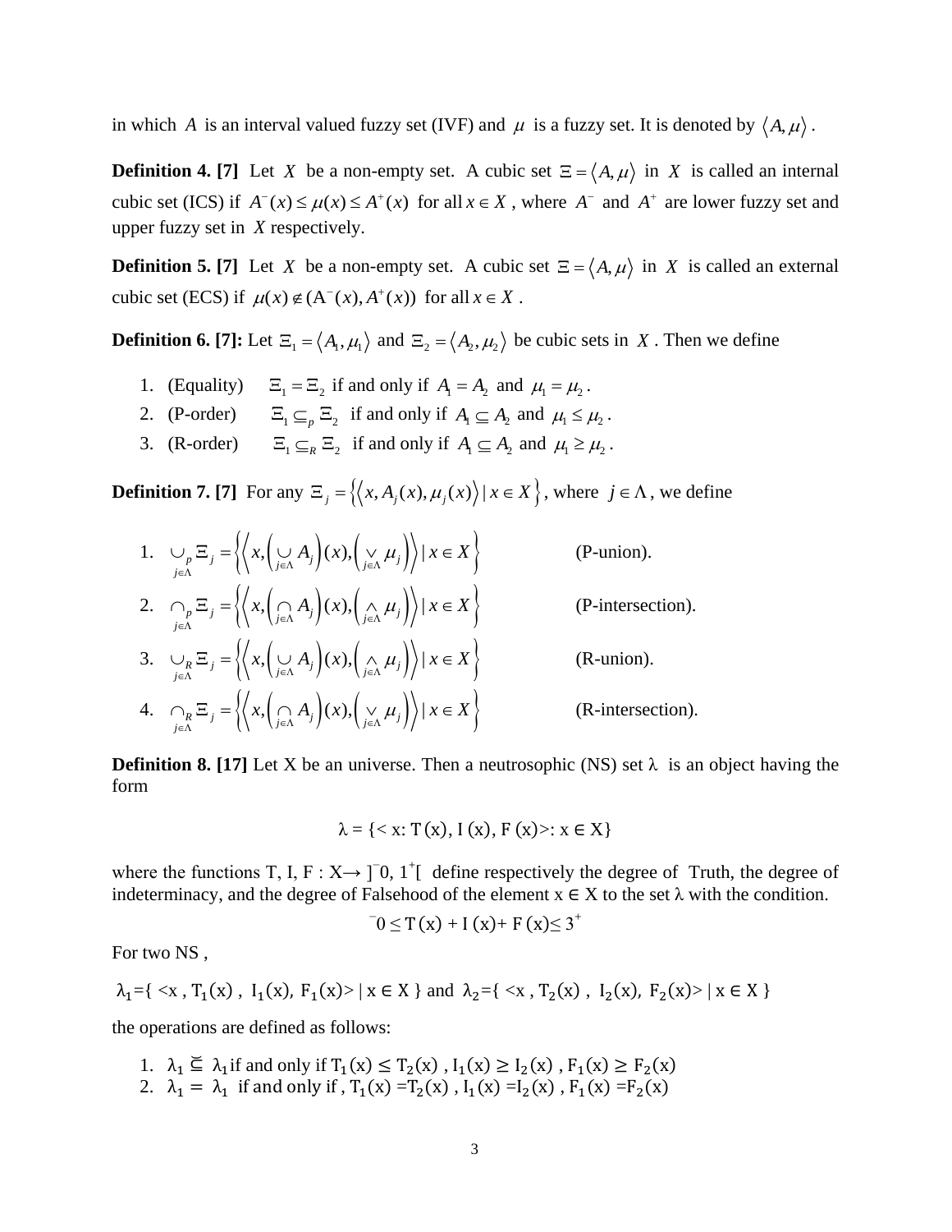in which $A$ is an interval valued fuzzy set (IVF) and $\mu$ is a fuzzy set. It is denoted by $\langle A, \mu \rangle$.

**Definition 4. [7]** Let $X$ be a non-empty set. A cubic set $\Xi = \langle A, \mu \rangle$ in $X$ is called an internal cubic set (ICS) if $A^{-}(x) \le \mu(x) \le A^{+}(x)$ for all $x \in X$, where $A^{-}$ and $A^{+}$ are lower fuzzy set and upper fuzzy set in $X$ respectively.

**Definition 5. [7]** Let $X$ be a non-empty set. A cubic set $\Xi = \langle A, \mu \rangle$ in $X$ is called an external cubic set (ECS) if $\mu(x) \notin (A^{-}(x), A^{+}(x))$ for all $x \in X$.

**Definition 6. [7]:** Let $\Xi_1 = \langle A_1, \mu_1 \rangle$ and $\Xi_2 = \langle A_2, \mu_2 \rangle$ be cubic sets in $X$. Then we define

1. (Equality) $\Xi_1 = \Xi_2$ if and only if $A_1 = A_2$ and $\mu_1 = \mu_2$.
2. (P-order) $\Xi_1 \subseteq_P \Xi_2$ if and only if $A_1 \subseteq A_2$ and $\mu_1 \le \mu_2$.
3. (R-order) $\Xi_1 \subseteq_R \Xi_2$ if and only if $A_1 \subseteq A_2$ and $\mu_1 \ge \mu_2$.

**Definition 7. [7]** For any $\Xi_j = \left\{ \langle x, A_j(x), \mu_j(x) \rangle \mid x \in X \right\}$, where $j \in \Lambda$, we define

1. $\underset{j \in \Lambda}{\cup_P} \Xi_j = \left\{ \left\langle x, \left( \underset{j \in \Lambda}{\cup} A_j \right)(x), \left( \underset{j \in \Lambda}{\vee} \mu_j \right) \right\rangle \mid x \in X \right\}$ (P-union).
2. $\underset{j \in \Lambda}{\cap_P} \Xi_j = \left\{ \left\langle x, \left( \underset{j \in \Lambda}{\cap} A_j \right)(x), \left( \underset{j \in \Lambda}{\wedge} \mu_j \right) \right\rangle \mid x \in X \right\}$ (P-intersection).
3. $\underset{j \in \Lambda}{\cup_R} \Xi_j = \left\{ \left\langle x, \left( \underset{j \in \Lambda}{\cup} A_j \right)(x), \left( \underset{j \in \Lambda}{\wedge} \mu_j \right) \right\rangle \mid x \in X \right\}$ (R-union).
4. $\underset{j \in \Lambda}{\cap_R} \Xi_j = \left\{ \left\langle x, \left( \underset{j \in \Lambda}{\cap} A_j \right)(x), \left( \underset{j \in \Lambda}{\vee} \mu_j \right) \right\rangle \mid x \in X \right\}$ (R-intersection).

**Definition 8. [17]** Let X be an universe. Then a neutrosophic (NS) set $\lambda$ is an object having the form

$$\lambda = \{< x: T(x), I(x), F(x)>: x \in X\}$$

where the functions T, I, F : X→ $]^{-}0, 1^{+}[$ define respectively the degree of Truth, the degree of indeterminacy, and the degree of Falsehood of the element x ∈ X to the set λ with the condition.

$$^{-}0 \le T(x) + I(x) + F(x) \le 3^{+}$$

For two NS ,

$\lambda_1 = \{ <x, T_1(x), I_1(x), F_1(x)> \mid x \in X \}$ and $\lambda_2 = \{ <x, T_2(x), I_2(x), F_2(x)> \mid x \in X \}$

the operations are defined as follows:

1. $\lambda_1 \sqsubseteq \lambda_1$ if and only if $T_1(x) \le T_2(x)$, $I_1(x) \ge I_2(x)$, $F_1(x) \ge F_2(x)$
2. $\lambda_1 = \lambda_1$ if and only if , $T_1(x) = T_2(x)$, $I_1(x) = I_2(x)$, $F_1(x) = F_2(x)$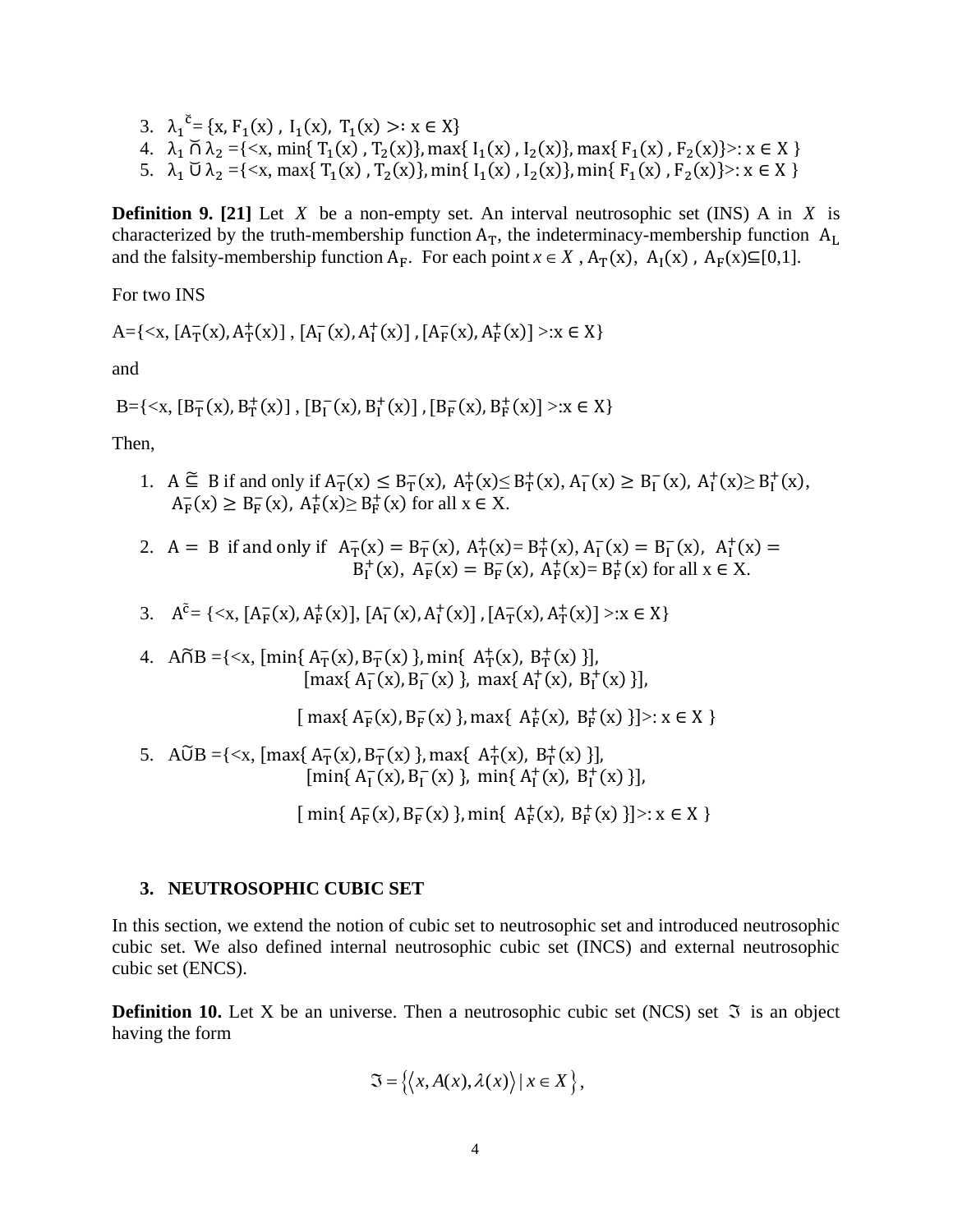3. $\lambda_1{}^{\check{c}} = \{x, F_1(x), I_1(x), T_1(x) >: x \in X\}$
4. $\lambda_1 \tilde{\cap} \lambda_2 = \{<x, \min\{T_1(x), T_2(x)\}, \max\{I_1(x), I_2(x)\}, \max\{F_1(x), F_2(x)\}>: x \in X\}$
5. $\lambda_1 \tilde{\cup} \lambda_2 = \{<x, \max\{T_1(x), T_2(x)\}, \min\{I_1(x), I_2(x)\}, \min\{F_1(x), F_2(x)\}>: x \in X\}$

**Definition 9. [21]** Let $X$ be a non-empty set. An interval neutrosophic set (INS) A in $X$ is characterized by the truth-membership function $A_T$, the indeterminacy-membership function $A_L$ and the falsity-membership function $A_F$. For each point $x \in X$, $A_T(x), A_I(x), A_F(x) \subseteq [0,1]$.

For two INS

$A = \{<x, [A_T^-(x), A_T^+(x)], [A_I^-(x), A_I^+(x)], [A_F^-(x), A_F^+(x)] >: x \in X\}$

and

$B = \{<x, [B_T^-(x), B_T^+(x)], [B_I^-(x), B_I^+(x)], [B_F^-(x), B_F^+(x)] >: x \in X\}$

Then,

1. $A \tilde{\subseteq} B$ if and only if $A_T^-(x) \leq B_T^-(x)$, $A_T^+(x) \leq B_T^+(x)$, $A_I^-(x) \geq B_I^-(x)$, $A_I^+(x) \geq B_I^+(x)$, $A_F^-(x) \geq B_F^-(x)$, $A_F^+(x) \geq B_F^+(x)$ for all $x \in X$.

2. $A = B$ if and only if $A_T^-(x) = B_T^-(x)$, $A_T^+(x) = B_T^+(x)$, $A_I^-(x) = B_I^-(x)$, $A_I^+(x) = B_I^+(x)$, $A_F^-(x) = B_F^-(x)$, $A_F^+(x) = B_F^+(x)$ for all $x \in X$.

3. $A^{\tilde{c}} = \{<x, [A_F^-(x), A_F^+(x)], [A_I^-(x), A_I^+(x)], [A_T^-(x), A_T^+(x)] >: x \in X\}$

4. $A \tilde{\cap} B = \{<x, [\min\{A_T^-(x), B_T^-(x)\}, \min\{A_T^+(x), B_T^+(x)\}], [\max\{A_I^-(x), B_I^-(x)\}, \max\{A_I^+(x), B_I^+(x)\}], [\max\{A_F^-(x), B_F^-(x)\}, \max\{A_F^+(x), B_F^+(x)\}]>: x \in X\}$

5. $A \tilde{\cup} B = \{<x, [\max\{A_T^-(x), B_T^-(x)\}, \max\{A_T^+(x), B_T^+(x)\}], [\min\{A_I^-(x), B_I^-(x)\}, \min\{A_I^+(x), B_I^+(x)\}], [\min\{A_F^-(x), B_F^-(x)\}, \min\{A_F^+(x), B_F^+(x)\}]>: x \in X\}$

## 3. NEUTROSOPHIC CUBIC SET

In this section, we extend the notion of cubic set to neutrosophic set and introduced neutrosophic cubic set. We also defined internal neutrosophic cubic set (INCS) and external neutrosophic cubic set (ENCS).

**Definition 10.** Let X be an universe. Then a neutrosophic cubic set (NCS) set $\mathfrak{I}$ is an object having the form

$$\mathfrak{I} = \left\{ \langle x, A(x), \lambda(x) \rangle \mid x \in X \right\},$$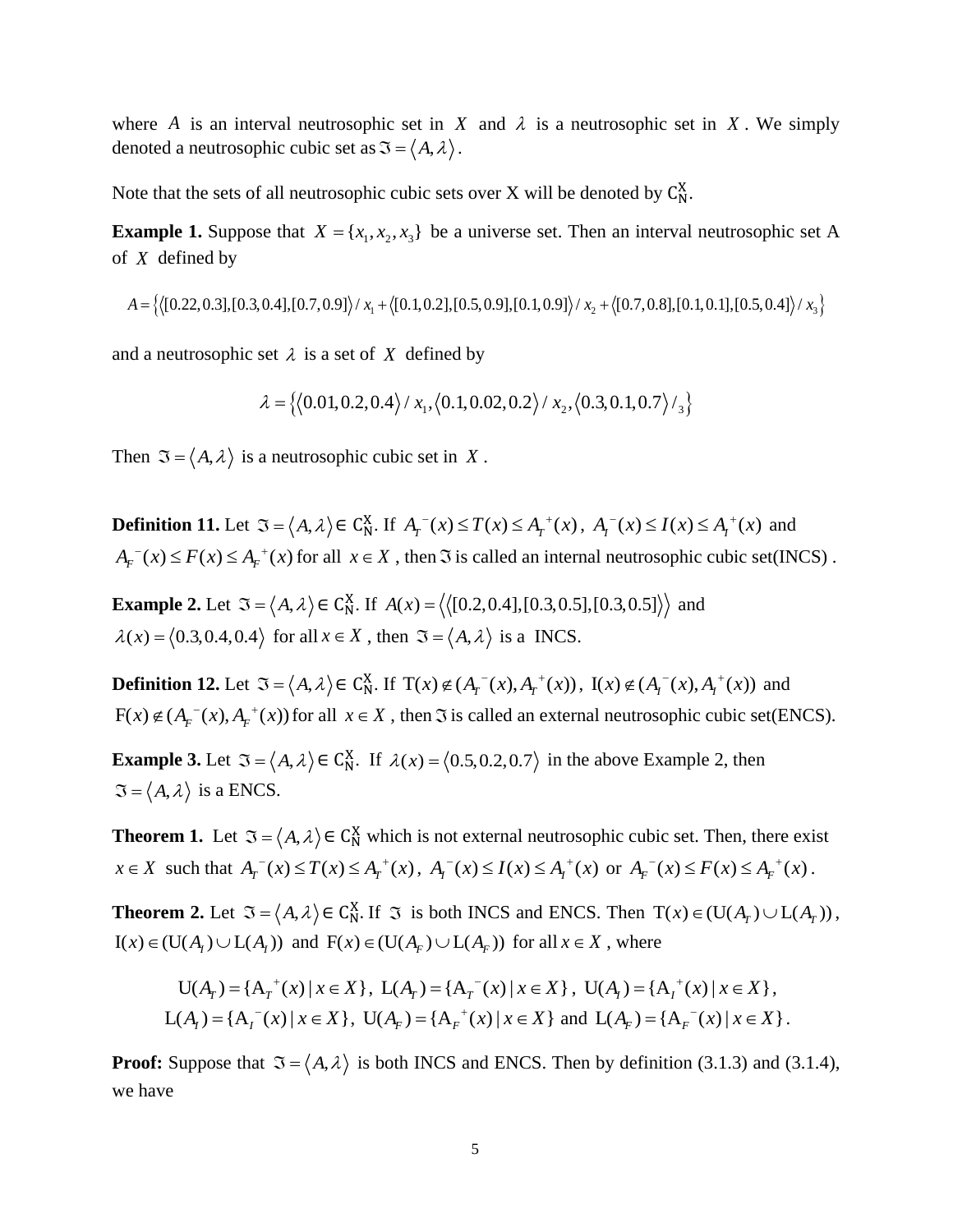where $A$ is an interval neutrosophic set in $X$ and $\lambda$ is a neutrosophic set in $X$. We simply denoted a neutrosophic cubic set as $\Im = \langle A, \lambda \rangle$.

Note that the sets of all neutrosophic cubic sets over X will be denoted by $C_N^X$.

**Example 1.** Suppose that $X = \{x_1, x_2, x_3\}$ be a universe set. Then an interval neutrosophic set A of $X$ defined by

$$A = \left\{ \langle [0.22, 0.3], [0.3, 0.4], [0.7, 0.9] \rangle / x_1 + \langle [0.1, 0.2], [0.5, 0.9], [0.1, 0.9] \rangle / x_2 + \langle [0.7, 0.8], [0.1, 0.1], [0.5, 0.4] \rangle / x_3 \right\}$$

and a neutrosophic set $\lambda$ is a set of $X$ defined by

$$\lambda = \left\{ \langle 0.01, 0.2, 0.4 \rangle / x_1, \langle 0.1, 0.02, 0.2 \rangle / x_2, \langle 0.3, 0.1, 0.7 \rangle /_3 \right\}$$

Then $\Im = \langle A, \lambda \rangle$ is a neutrosophic cubic set in $X$.

**Definition 11.** Let $\Im = \langle A, \lambda \rangle \in C_N^X$. If $A_T^-(x) \le T(x) \le A_T^+(x)$, $A_I^-(x) \le I(x) \le A_I^+(x)$ and $A_F^-(x) \le F(x) \le A_F^+(x)$ for all $x \in X$, then $\Im$ is called an internal neutrosophic cubic set(INCS).

**Example 2.** Let $\Im = \langle A, \lambda \rangle \in C_N^X$. If $A(x) = \langle \langle [0.2, 0.4], [0.3, 0.5], [0.3, 0.5] \rangle \rangle$ and $\lambda(x) = \langle 0.3, 0.4, 0.4 \rangle$ for all $x \in X$, then $\Im = \langle A, \lambda \rangle$ is a INCS.

**Definition 12.** Let $\Im = \langle A, \lambda \rangle \in C_N^X$. If $\mathrm{T}(x) \notin (A_T^-(x), A_T^+(x))$, $\mathrm{I}(x) \notin (A_I^-(x), A_I^+(x))$ and $\mathrm{F}(x) \notin (A_F^-(x), A_F^+(x))$ for all $x \in X$, then $\Im$ is called an external neutrosophic cubic set(ENCS).

**Example 3.** Let $\Im = \langle A, \lambda \rangle \in C_N^X$. If $\lambda(x) = \langle 0.5, 0.2, 0.7 \rangle$ in the above Example 2, then $\Im = \langle A, \lambda \rangle$ is a ENCS.

**Theorem 1.** Let $\Im = \langle A, \lambda \rangle \in C_N^X$ which is not external neutrosophic cubic set. Then, there exist $x \in X$ such that $A_T^-(x) \le T(x) \le A_T^+(x)$, $A_I^-(x) \le I(x) \le A_I^+(x)$ or $A_F^-(x) \le F(x) \le A_F^+(x)$.

**Theorem 2.** Let $\Im = \langle A, \lambda \rangle \in C_N^X$. If $\Im$ is both INCS and ENCS. Then $\mathrm{T}(x) \in (\mathrm{U}(A_T) \cup \mathrm{L}(A_T))$, $\mathrm{I}(x) \in (\mathrm{U}(A_I) \cup \mathrm{L}(A_I))$ and $\mathrm{F}(x) \in (\mathrm{U}(A_F) \cup \mathrm{L}(A_F))$ for all $x \in X$, where

$$\mathrm{U}(A_T) = \{\mathrm{A}_T^+(x) \mid x \in X\},\ \mathrm{L}(A_T) = \{\mathrm{A}_T^-(x) \mid x \in X\},\ \mathrm{U}(A_I) = \{\mathrm{A}_I^+(x) \mid x \in X\},$$
$$\mathrm{L}(A_I) = \{\mathrm{A}_I^-(x) \mid x \in X\},\ \mathrm{U}(A_F) = \{\mathrm{A}_F^+(x) \mid x \in X\} \text{ and } \mathrm{L}(A_F) = \{\mathrm{A}_F^-(x) \mid x \in X\}.$$

**Proof:** Suppose that $\Im = \langle A, \lambda \rangle$ is both INCS and ENCS. Then by definition (3.1.3) and (3.1.4), we have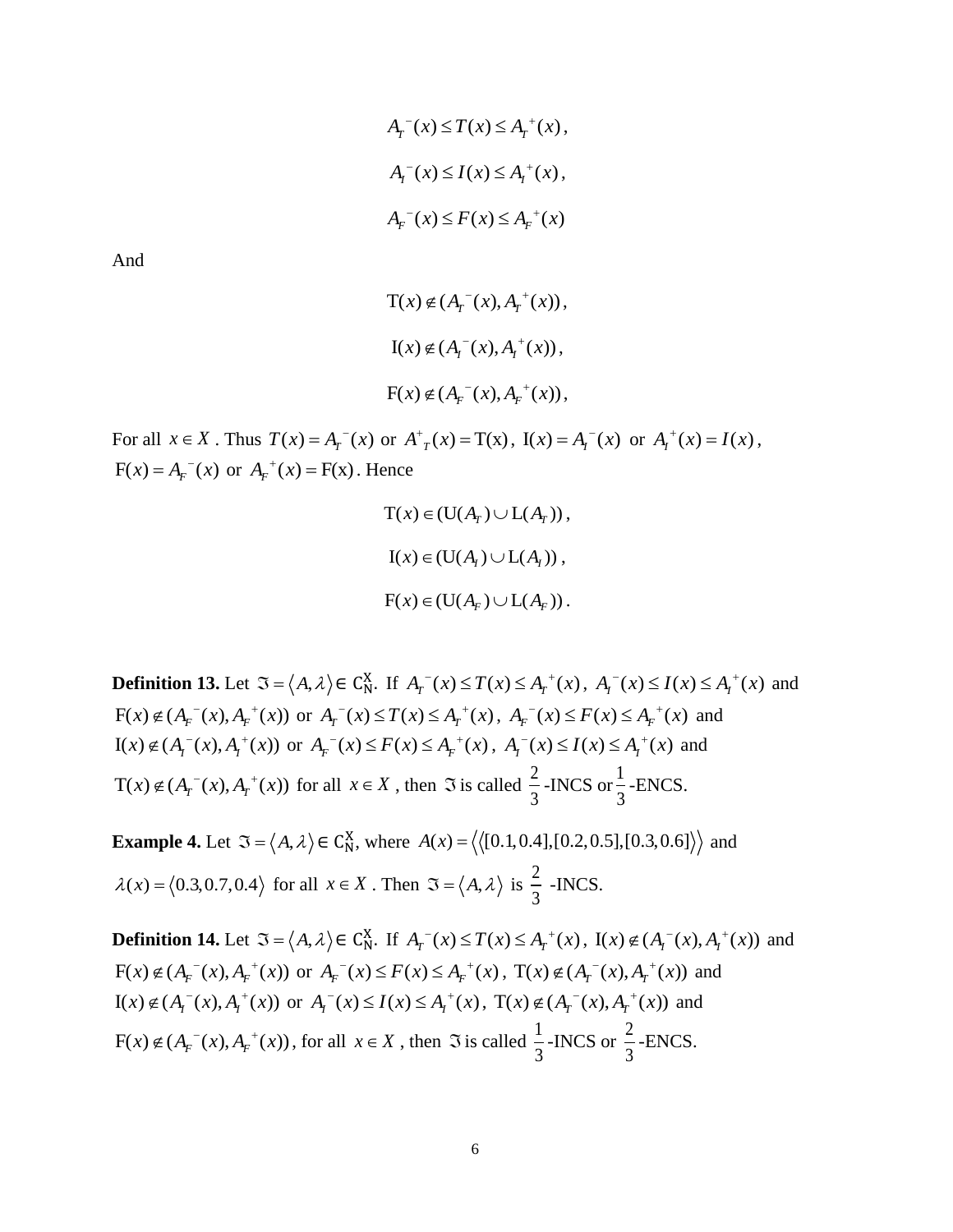$$A_T^{-}(x) \leq T(x) \leq A_T^{+}(x),$$

$$A_I^{-}(x) \leq I(x) \leq A_I^{+}(x),$$

$$A_F^{-}(x) \leq F(x) \leq A_F^{+}(x)$$

And

$$\mathrm{T}(x) \notin (A_T^{-}(x), A_T^{+}(x)),$$

$$\mathrm{I}(x) \notin (A_I^{-}(x), A_I^{+}(x)),$$

$$\mathrm{F}(x) \notin (A_F^{-}(x), A_F^{+}(x)),$$

For all $x \in X$ . Thus $T(x) = A_T^{-}(x)$ or $A^{+}{}_{T}(x) = \mathrm{T(x)}$, $\mathrm{I}(x) = A_I^{-}(x)$ or $A_I^{+}(x) = I(x)$, $\mathrm{F}(x) = A_F^{-}(x)$ or $A_F^{+}(x) = \mathrm{F(x)}$. Hence

$$\mathrm{T}(x) \in (\mathrm{U}(A_T) \cup \mathrm{L}(A_T)),$$

$$\mathrm{I}(x) \in (\mathrm{U}(A_I) \cup \mathrm{L}(A_I)),$$

$$\mathrm{F}(x) \in (\mathrm{U}(A_F) \cup \mathrm{L}(A_F)).$$

**Definition 13.** Let $\Im = \langle A, \lambda \rangle \in \mathrm{C}_{\mathrm{N}}^{\mathrm{X}}$. If $A_T^{-}(x) \leq T(x) \leq A_T^{+}(x)$, $A_I^{-}(x) \leq I(x) \leq A_I^{+}(x)$ and $\mathrm{F}(x) \notin (A_F^{-}(x), A_F^{+}(x))$ or $A_T^{-}(x) \leq T(x) \leq A_T^{+}(x)$, $A_F^{-}(x) \leq F(x) \leq A_F^{+}(x)$ and $\mathrm{I}(x) \notin (A_I^{-}(x), A_I^{+}(x))$ or $A_F^{-}(x) \leq F(x) \leq A_F^{+}(x)$, $A_I^{-}(x) \leq I(x) \leq A_I^{+}(x)$ and $\mathrm{T}(x) \notin (A_T^{-}(x), A_T^{+}(x))$ for all $x \in X$ , then $\Im$ is called $\frac{2}{3}$-INCS or $\frac{1}{3}$-ENCS.

**Example 4.** Let $\Im = \langle A, \lambda \rangle \in \mathrm{C}_{\mathrm{N}}^{\mathrm{X}}$, where $A(x) = \langle\langle [0.1, 0.4], [0.2, 0.5], [0.3, 0.6] \rangle\rangle$ and $\lambda(x) = \langle 0.3, 0.7, 0.4 \rangle$ for all $x \in X$ . Then $\Im = \langle A, \lambda \rangle$ is $\frac{2}{3}$ -INCS.

**Definition 14.** Let $\Im = \langle A, \lambda \rangle \in \mathrm{C}_{\mathrm{N}}^{\mathrm{X}}$. If $A_T^{-}(x) \leq T(x) \leq A_T^{+}(x)$, $\mathrm{I}(x) \notin (A_I^{-}(x), A_I^{+}(x))$ and $\mathrm{F}(x) \notin (A_F^{-}(x), A_F^{+}(x))$ or $A_F^{-}(x) \leq F(x) \leq A_F^{+}(x)$, $\mathrm{T}(x) \notin (A_T^{-}(x), A_T^{+}(x))$ and $\mathrm{I}(x) \notin (A_I^{-}(x), A_I^{+}(x))$ or $A_I^{-}(x) \leq I(x) \leq A_I^{+}(x)$, $\mathrm{T}(x) \notin (A_T^{-}(x), A_T^{+}(x))$ and $\mathrm{F}(x) \notin (A_F^{-}(x), A_F^{+}(x))$, for all $x \in X$ , then $\Im$ is called $\frac{1}{3}$-INCS or $\frac{2}{3}$-ENCS.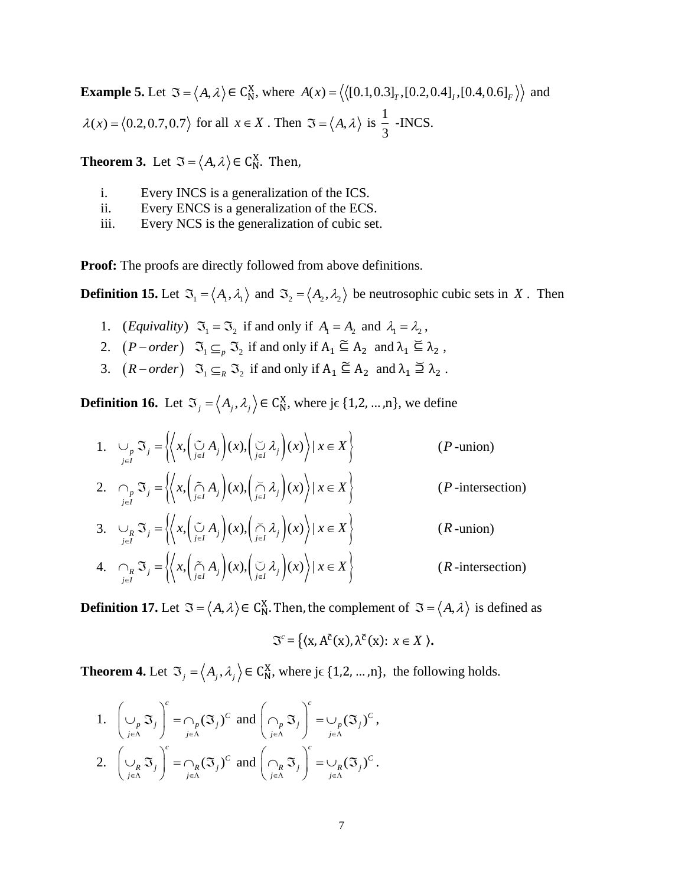**Example 5.** Let $\Im = \langle A, \lambda \rangle \in C_N^X$, where $A(x) = \langle\langle [0.1, 0.3]_T, [0.2, 0.4]_I, [0.4, 0.6]_F \rangle\rangle$ and $\lambda(x) = \langle 0.2, 0.7, 0.7 \rangle$ for all $x \in X$. Then $\Im = \langle A, \lambda \rangle$ is $\frac{1}{3}$ -INCS.

**Theorem 3.** Let $\Im = \langle A, \lambda \rangle \in C_N^X$. Then,

i. Every INCS is a generalization of the ICS.
ii. Every ENCS is a generalization of the ECS.
iii. Every NCS is the generalization of cubic set.

**Proof:** The proofs are directly followed from above definitions.

**Definition 15.** Let $\Im_1 = \langle A_1, \lambda_1 \rangle$ and $\Im_2 = \langle A_2, \lambda_2 \rangle$ be neutrosophic cubic sets in $X$. Then

1. (*Equivality*) $\Im_1 = \Im_2$ if and only if $A_1 = A_2$ and $\lambda_1 = \lambda_2$,
2. $(P-order)$ $\Im_1 \subseteq_P \Im_2$ if and only if $A_1 \tilde{\subseteq} A_2$ and $\lambda_1 \breve{\subseteq} \lambda_2$,
3. $(R-order)$ $\Im_1 \subseteq_R \Im_2$ if and only if $A_1 \tilde{\subseteq} A_2$ and $\lambda_1 \breve{\supseteq} \lambda_2$.

**Definition 16.** Let $\Im_j = \langle A_j, \lambda_j \rangle \in C_N^X$, where $j \in \{1,2,\ldots,n\}$, we define

1. $\bigcup_{P\, j\in I} \Im_j = \left\{ \left\langle x, \left( \tilde{\bigcup}_{j\in I} A_j \right)(x), \left( \breve{\bigcup}_{j\in I} \lambda_j \right)(x) \right\rangle \mid x \in X \right\}$ ($P$-union)

2. $\bigcap_{P\, j\in I} \Im_j = \left\{ \left\langle x, \left( \tilde{\bigcap}_{j\in I} A_j \right)(x), \left( \breve{\bigcap}_{j\in I} \lambda_j \right)(x) \right\rangle \mid x \in X \right\}$ ($P$-intersection)

3. $\bigcup_{R\, j\in I} \Im_j = \left\{ \left\langle x, \left( \tilde{\bigcup}_{j\in I} A_j \right)(x), \left( \breve{\bigcap}_{j\in I} \lambda_j \right)(x) \right\rangle \mid x \in X \right\}$ ($R$-union)

4. $\bigcap_{R\, j\in I} \Im_j = \left\{ \left\langle x, \left( \tilde{\bigcap}_{j\in I} A_j \right)(x), \left( \breve{\bigcup}_{j\in I} \lambda_j \right)(x) \right\rangle \mid x \in X \right\}$ ($R$-intersection)

**Definition 17.** Let $\Im = \langle A, \lambda \rangle \in C_N^X$. Then, the complement of $\Im = \langle A, \lambda \rangle$ is defined as

$$\Im^c = \{\langle x, A^{\tilde{c}}(x), \lambda^{\breve{c}}(x) : x \in X \rangle.$$

**Theorem 4.** Let $\Im_j = \langle A_j, \lambda_j \rangle \in C_N^X$, where $j \in \{1,2,\ldots,n\}$, the following holds.

1. $\left( \bigcup_{P\, j\in\Lambda} \Im_j \right)^c = \bigcap_{P\, j\in\Lambda} (\Im_j)^C$ and $\left( \bigcap_{P\, j\in\Lambda} \Im_j \right)^c = \bigcup_{P\, j\in\Lambda} (\Im_j)^C$,

2. $\left( \bigcup_{R\, j\in\Lambda} \Im_j \right)^c = \bigcap_{R\, j\in\Lambda} (\Im_j)^C$ and $\left( \bigcap_{R\, j\in\Lambda} \Im_j \right)^c = \bigcup_{R\, j\in\Lambda} (\Im_j)^C$.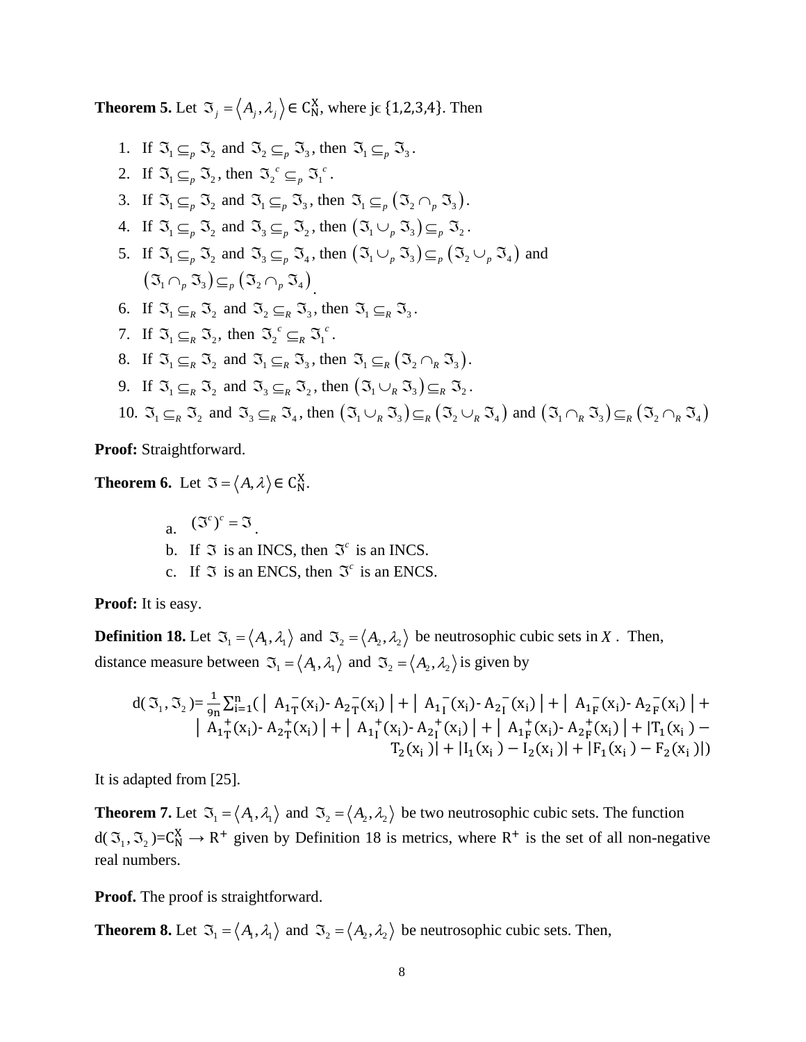**Theorem 5.** Let $\Im_j = \langle A_j, \lambda_j \rangle \in C_N^X$, where j$\in$ {1,2,3,4}. Then

1. If $\Im_1 \subseteq_p \Im_2$ and $\Im_2 \subseteq_p \Im_3$, then $\Im_1 \subseteq_p \Im_3$.
2. If $\Im_1 \subseteq_p \Im_2$, then $\Im_2^{\,c} \subseteq_p \Im_1^{\,c}$.
3. If $\Im_1 \subseteq_p \Im_2$ and $\Im_1 \subseteq_p \Im_3$, then $\Im_1 \subseteq_p (\Im_2 \cap_p \Im_3)$.
4. If $\Im_1 \subseteq_p \Im_2$ and $\Im_3 \subseteq_p \Im_2$, then $(\Im_1 \cup_p \Im_3) \subseteq_p \Im_2$.
5. If $\Im_1 \subseteq_p \Im_2$ and $\Im_3 \subseteq_p \Im_4$, then $(\Im_1 \cup_p \Im_3) \subseteq_p (\Im_2 \cup_p \Im_4)$ and $(\Im_1 \cap_p \Im_3) \subseteq_p (\Im_2 \cap_p \Im_4)$.
6. If $\Im_1 \subseteq_R \Im_2$ and $\Im_2 \subseteq_R \Im_3$, then $\Im_1 \subseteq_R \Im_3$.
7. If $\Im_1 \subseteq_R \Im_2$, then $\Im_2^{\,c} \subseteq_R \Im_1^{\,c}$.
8. If $\Im_1 \subseteq_R \Im_2$ and $\Im_1 \subseteq_R \Im_3$, then $\Im_1 \subseteq_R (\Im_2 \cap_R \Im_3)$.
9. If $\Im_1 \subseteq_R \Im_2$ and $\Im_3 \subseteq_R \Im_2$, then $(\Im_1 \cup_R \Im_3) \subseteq_R \Im_2$.
10. $\Im_1 \subseteq_R \Im_2$ and $\Im_3 \subseteq_R \Im_4$, then $(\Im_1 \cup_R \Im_3) \subseteq_R (\Im_2 \cup_R \Im_4)$ and $(\Im_1 \cap_R \Im_3) \subseteq_R (\Im_2 \cap_R \Im_4)$

**Proof:** Straightforward.

**Theorem 6.** Let $\Im = \langle A, \lambda \rangle \in C_N^X$.

a. $(\Im^c)^c = \Im$.
b. If $\Im$ is an INCS, then $\Im^c$ is an INCS.
c. If $\Im$ is an ENCS, then $\Im^c$ is an ENCS.

**Proof:** It is easy.

**Definition 18.** Let $\Im_1 = \langle A_1, \lambda_1 \rangle$ and $\Im_2 = \langle A_2, \lambda_2 \rangle$ be neutrosophic cubic sets in $X$. Then, distance measure between $\Im_1 = \langle A_1, \lambda_1 \rangle$ and $\Im_2 = \langle A_2, \lambda_2 \rangle$ is given by

$$d(\Im_1, \Im_2) = \frac{1}{9n}\sum_{i=1}^{n}\big( |A_{1T}^{-}(x_i) - A_{2T}^{-}(x_i)| + |A_{1I}^{-}(x_i) - A_{2I}^{-}(x_i)| + |A_{1F}^{-}(x_i) - A_{2F}^{-}(x_i)| + |A_{1T}^{+}(x_i) - A_{2T}^{+}(x_i)| + |A_{1I}^{+}(x_i) - A_{2I}^{+}(x_i)| + |A_{1F}^{+}(x_i) - A_{2F}^{+}(x_i)| + |T_1(x_i) - T_2(x_i)| + |I_1(x_i) - I_2(x_i)| + |F_1(x_i) - F_2(x_i)| \big)$$

It is adapted from [25].

**Theorem 7.** Let $\Im_1 = \langle A_1, \lambda_1 \rangle$ and $\Im_2 = \langle A_2, \lambda_2 \rangle$ be two neutrosophic cubic sets. The function $d(\Im_1, \Im_2) = C_N^X \rightarrow R^+$ given by Definition 18 is metrics, where $R^+$ is the set of all non-negative real numbers.

**Proof.** The proof is straightforward.

**Theorem 8.** Let $\Im_1 = \langle A_1, \lambda_1 \rangle$ and $\Im_2 = \langle A_2, \lambda_2 \rangle$ be neutrosophic cubic sets. Then,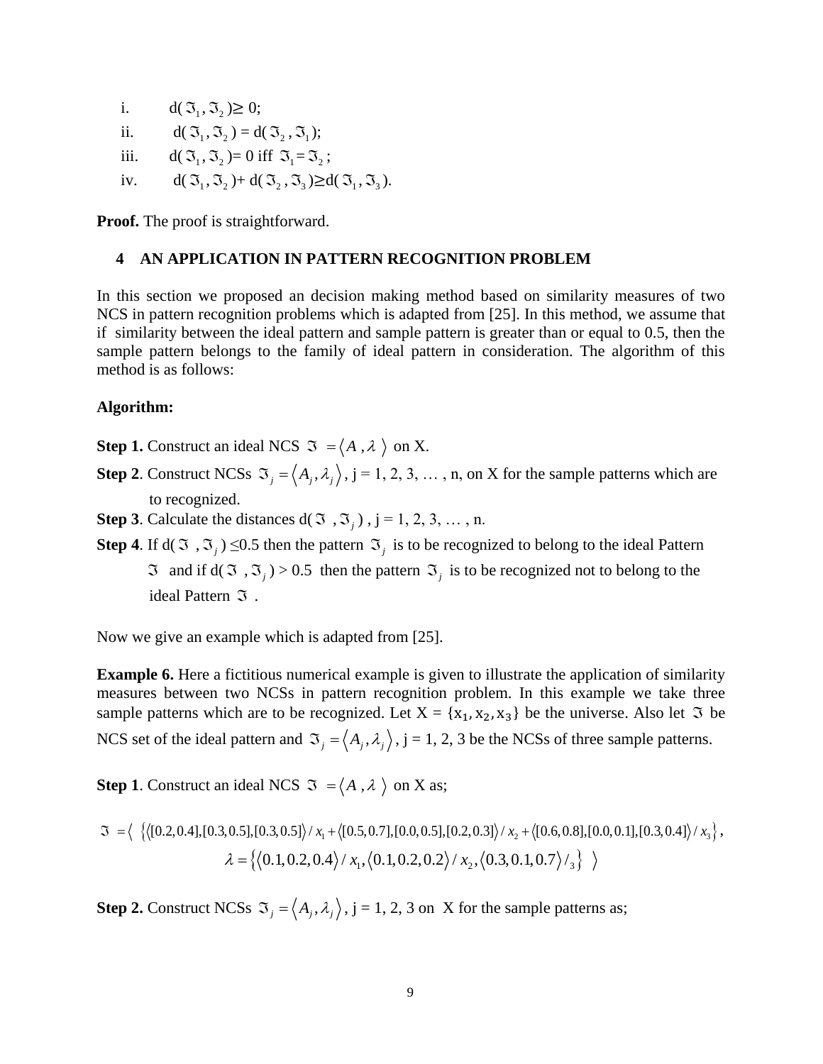i. d($\Im_1$, $\Im_2$) $\geq$ 0;

ii. d($\Im_1$, $\Im_2$) = d($\Im_2$, $\Im_1$);

iii. d($\Im_1$, $\Im_2$) = 0 iff $\Im_1 = \Im_2$;

iv. d($\Im_1$, $\Im_2$) + d($\Im_2$, $\Im_3$) $\geq$ d($\Im_1$, $\Im_3$).

**Proof.** The proof is straightforward.

## 4 AN APPLICATION IN PATTERN RECOGNITION PROBLEM

In this section we proposed an decision making method based on similarity measures of two NCS in pattern recognition problems which is adapted from [25]. In this method, we assume that if similarity between the ideal pattern and sample pattern is greater than or equal to 0.5, then the sample pattern belongs to the family of ideal pattern in consideration. The algorithm of this method is as follows:

**Algorithm:**

**Step 1.** Construct an ideal NCS $\Im = \langle A, \lambda \rangle$ on X.

**Step 2**. Construct NCSs $\Im_j = \langle A_j, \lambda_j \rangle$, j = 1, 2, 3, … , n, on X for the sample patterns which are to recognized.

**Step 3**. Calculate the distances d($\Im$, $\Im_j$), j = 1, 2, 3, … , n.

**Step 4**. If d($\Im$, $\Im_j$) $\leq$0.5 then the pattern $\Im_j$ is to be recognized to belong to the ideal Pattern $\Im$ and if d($\Im$, $\Im_j$) > 0.5 then the pattern $\Im_j$ is to be recognized not to belong to the ideal Pattern $\Im$.

Now we give an example which is adapted from [25].

**Example 6.** Here a fictitious numerical example is given to illustrate the application of similarity measures between two NCSs in pattern recognition problem. In this example we take three sample patterns which are to be recognized. Let X = {$x_1, x_2, x_3$} be the universe. Also let $\Im$ be NCS set of the ideal pattern and $\Im_j = \langle A_j, \lambda_j \rangle$, j = 1, 2, 3 be the NCSs of three sample patterns.

**Step 1**. Construct an ideal NCS $\Im = \langle A, \lambda \rangle$ on X as;

$$\Im = \Big\langle \; \{\langle [0.2, 0.4], [0.3, 0.5], [0.3, 0.5] \rangle / x_1 + \langle [0.5, 0.7], [0.0, 0.5], [0.2, 0.3] \rangle / x_2 + \langle [0.6, 0.8], [0.0, 0.1], [0.3, 0.4] \rangle / x_3 \},$$

$$\lambda = \{\langle 0.1, 0.2, 0.4 \rangle / x_1, \langle 0.1, 0.2, 0.2 \rangle / x_2, \langle 0.3, 0.1, 0.7 \rangle /_3 \} \; \Big\rangle$$

**Step 2.** Construct NCSs $\Im_j = \langle A_j, \lambda_j \rangle$, j = 1, 2, 3 on X for the sample patterns as;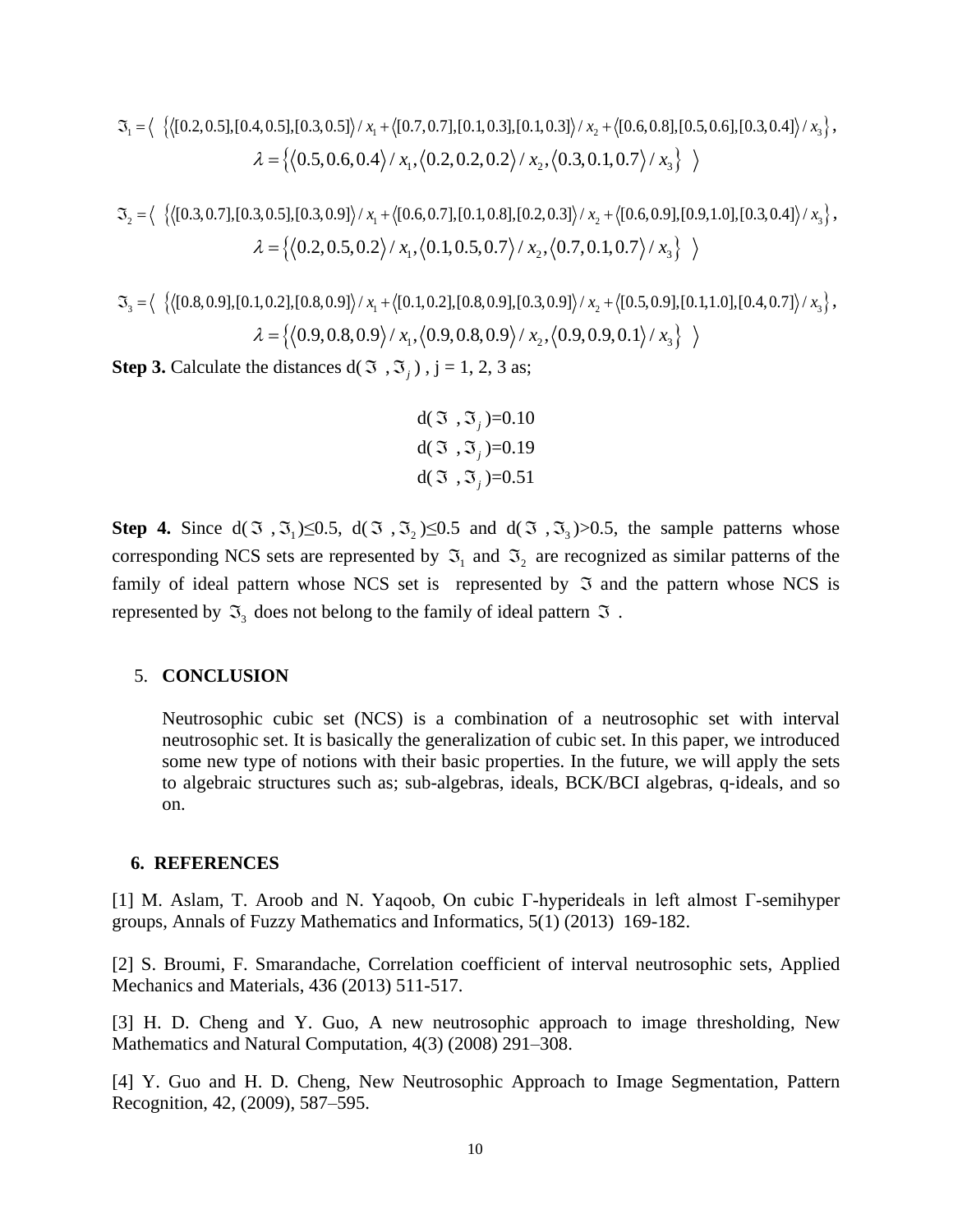$$\Im_1 = \langle \ \{\langle [0.2,0.5],[0.4,0.5],[0.3,0.5]\rangle / x_1 + \langle [0.7,0.7],[0.1,0.3],[0.1,0.3]\rangle / x_2 + \langle [0.6,0.8],[0.5,0.6],[0.3,0.4]\rangle / x_3 \},$$
$$\lambda = \{\langle 0.5,0.6,0.4\rangle / x_1, \langle 0.2,0.2,0.2\rangle / x_2, \langle 0.3,0.1,0.7\rangle / x_3 \} \ \rangle$$

$$\Im_2 = \langle \ \{\langle [0.3,0.7],[0.3,0.5],[0.3,0.9]\rangle / x_1 + \langle [0.6,0.7],[0.1,0.8],[0.2,0.3]\rangle / x_2 + \langle [0.6,0.9],[0.9,1.0],[0.3,0.4]\rangle / x_3 \},$$
$$\lambda = \{\langle 0.2,0.5,0.2\rangle / x_1, \langle 0.1,0.5,0.7\rangle / x_2, \langle 0.7,0.1,0.7\rangle / x_3 \} \ \rangle$$

$$\Im_3 = \langle \ \{\langle [0.8,0.9],[0.1,0.2],[0.8,0.9]\rangle / x_1 + \langle [0.1,0.2],[0.8,0.9],[0.3,0.9]\rangle / x_2 + \langle [0.5,0.9],[0.1,1.0],[0.4,0.7]\rangle / x_3 \},$$
$$\lambda = \{\langle 0.9,0.8,0.9\rangle / x_1, \langle 0.9,0.8,0.9\rangle / x_2, \langle 0.9,0.9,0.1\rangle / x_3 \} \ \rangle$$

**Step 3.** Calculate the distances $d(\Im, \Im_j)$, j = 1, 2, 3 as;

$$d(\Im, \Im_j)=0.10$$
$$d(\Im, \Im_j)=0.19$$
$$d(\Im, \Im_j)=0.51$$

**Step 4.** Since $d(\Im, \Im_1) \le 0.5$, $d(\Im, \Im_2) \le 0.5$ and $d(\Im, \Im_3) > 0.5$, the sample patterns whose corresponding NCS sets are represented by $\Im_1$ and $\Im_2$ are recognized as similar patterns of the family of ideal pattern whose NCS set is represented by $\Im$ and the pattern whose NCS is represented by $\Im_3$ does not belong to the family of ideal pattern $\Im$.

## 5. CONCLUSION

Neutrosophic cubic set (NCS) is a combination of a neutrosophic set with interval neutrosophic set. It is basically the generalization of cubic set. In this paper, we introduced some new type of notions with their basic properties. In the future, we will apply the sets to algebraic structures such as; sub-algebras, ideals, BCK/BCI algebras, q-ideals, and so on.

## 6. REFERENCES

[1] M. Aslam, T. Aroob and N. Yaqoob, On cubic Γ-hyperideals in left almost Γ-semihyper groups, Annals of Fuzzy Mathematics and Informatics, 5(1) (2013) 169-182.

[2] S. Broumi, F. Smarandache, Correlation coefficient of interval neutrosophic sets, Applied Mechanics and Materials, 436 (2013) 511-517.

[3] H. D. Cheng and Y. Guo, A new neutrosophic approach to image thresholding, New Mathematics and Natural Computation, 4(3) (2008) 291–308.

[4] Y. Guo and H. D. Cheng, New Neutrosophic Approach to Image Segmentation, Pattern Recognition, 42, (2009), 587–595.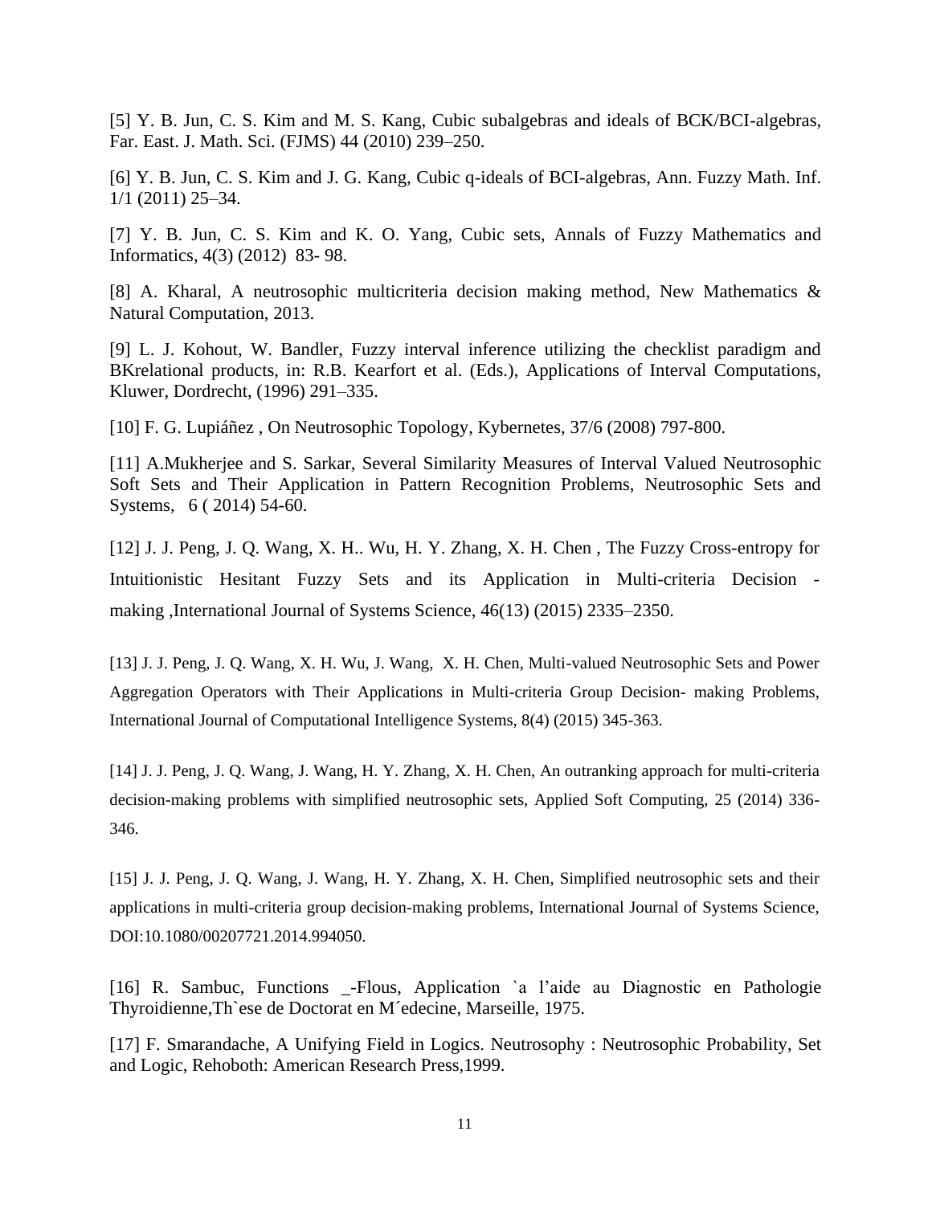[5] Y. B. Jun, C. S. Kim and M. S. Kang, Cubic subalgebras and ideals of BCK/BCI-algebras, Far. East. J. Math. Sci. (FJMS) 44 (2010) 239–250.

[6] Y. B. Jun, C. S. Kim and J. G. Kang, Cubic q-ideals of BCI-algebras, Ann. Fuzzy Math. Inf. 1/1 (2011) 25–34.

[7] Y. B. Jun, C. S. Kim and K. O. Yang, Cubic sets, Annals of Fuzzy Mathematics and Informatics, 4(3) (2012) 83- 98.

[8] A. Kharal, A neutrosophic multicriteria decision making method, New Mathematics & Natural Computation, 2013.

[9] L. J. Kohout, W. Bandler, Fuzzy interval inference utilizing the checklist paradigm and BKrelational products, in: R.B. Kearfort et al. (Eds.), Applications of Interval Computations, Kluwer, Dordrecht, (1996) 291–335.

[10] F. G. Lupiáñez , On Neutrosophic Topology, Kybernetes, 37/6 (2008) 797-800.

[11] A.Mukherjee and S. Sarkar, Several Similarity Measures of Interval Valued Neutrosophic Soft Sets and Their Application in Pattern Recognition Problems, Neutrosophic Sets and Systems, 6 ( 2014) 54-60.

[12] J. J. Peng, J. Q. Wang, X. H.. Wu, H. Y. Zhang, X. H. Chen , The Fuzzy Cross-entropy for Intuitionistic Hesitant Fuzzy Sets and its Application in Multi-criteria Decision - making ,International Journal of Systems Science, 46(13) (2015) 2335–2350.

[13] J. J. Peng, J. Q. Wang, X. H. Wu, J. Wang, X. H. Chen, Multi-valued Neutrosophic Sets and Power Aggregation Operators with Their Applications in Multi-criteria Group Decision- making Problems, International Journal of Computational Intelligence Systems, 8(4) (2015) 345-363.

[14] J. J. Peng, J. Q. Wang, J. Wang, H. Y. Zhang, X. H. Chen, An outranking approach for multi-criteria decision-making problems with simplified neutrosophic sets, Applied Soft Computing, 25 (2014) 336-346.

[15] J. J. Peng, J. Q. Wang, J. Wang, H. Y. Zhang, X. H. Chen, Simplified neutrosophic sets and their applications in multi-criteria group decision-making problems, International Journal of Systems Science, DOI:10.1080/00207721.2014.994050.

[16] R. Sambuc, Functions _-Flous, Application `a l'aide au Diagnostic en Pathologie Thyroidienne,Th`ese de Doctorat en M´edecine, Marseille, 1975.

[17] F. Smarandache, A Unifying Field in Logics. Neutrosophy : Neutrosophic Probability, Set and Logic, Rehoboth: American Research Press,1999.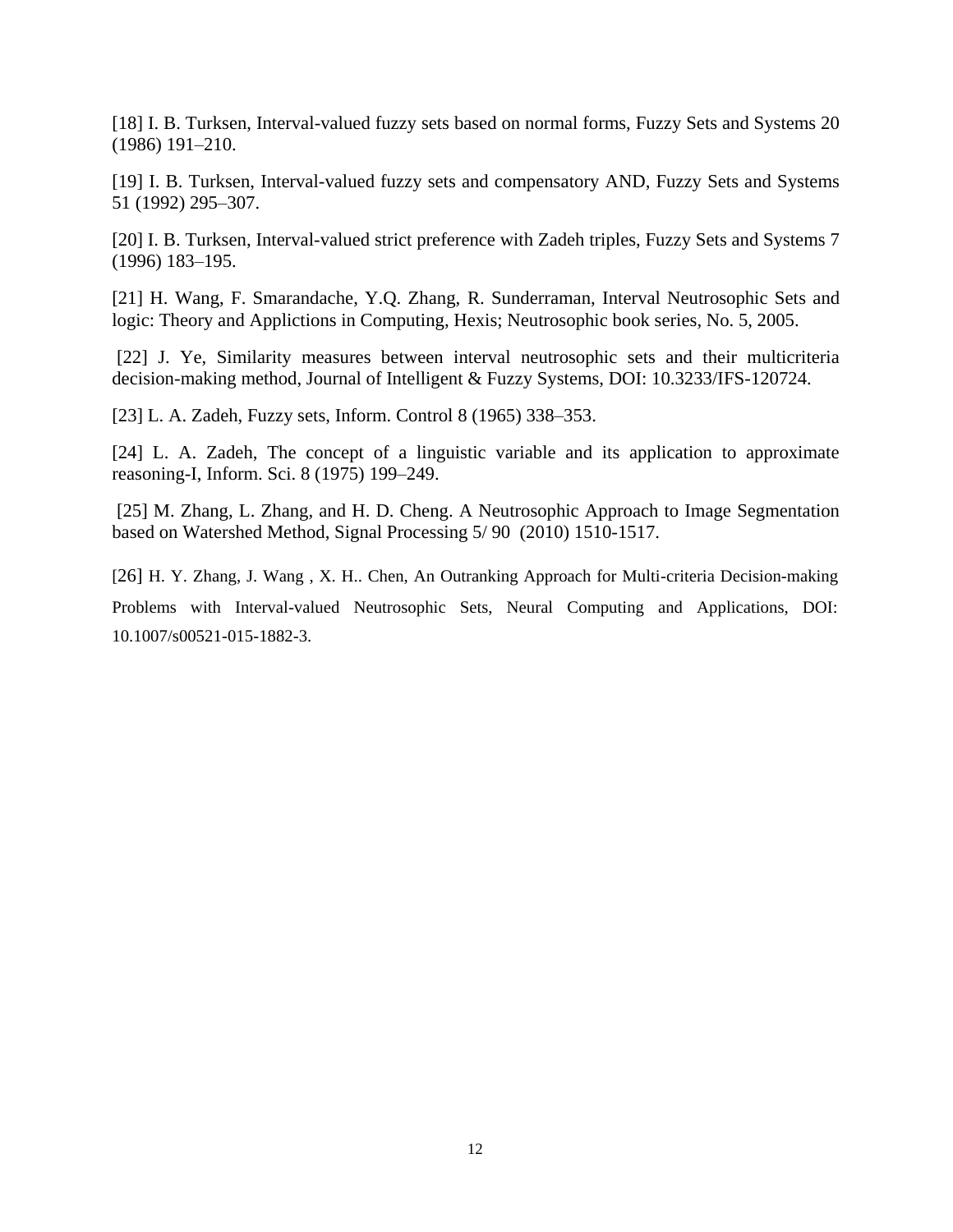[18] I. B. Turksen, Interval-valued fuzzy sets based on normal forms, Fuzzy Sets and Systems 20 (1986) 191–210.

[19] I. B. Turksen, Interval-valued fuzzy sets and compensatory AND, Fuzzy Sets and Systems 51 (1992) 295–307.

[20] I. B. Turksen, Interval-valued strict preference with Zadeh triples, Fuzzy Sets and Systems 7 (1996) 183–195.

[21] H. Wang, F. Smarandache, Y.Q. Zhang, R. Sunderraman, Interval Neutrosophic Sets and logic: Theory and Applictions in Computing, Hexis; Neutrosophic book series, No. 5, 2005.

[22] J. Ye, Similarity measures between interval neutrosophic sets and their multicriteria decision-making method, Journal of Intelligent & Fuzzy Systems, DOI: 10.3233/IFS-120724.

[23] L. A. Zadeh, Fuzzy sets, Inform. Control 8 (1965) 338–353.

[24] L. A. Zadeh, The concept of a linguistic variable and its application to approximate reasoning-I, Inform. Sci. 8 (1975) 199–249.

[25] M. Zhang, L. Zhang, and H. D. Cheng. A Neutrosophic Approach to Image Segmentation based on Watershed Method, Signal Processing 5/ 90 (2010) 1510-1517.

[26] H. Y. Zhang, J. Wang , X. H.. Chen, An Outranking Approach for Multi-criteria Decision-making Problems with Interval-valued Neutrosophic Sets, Neural Computing and Applications, DOI: 10.1007/s00521-015-1882-3.